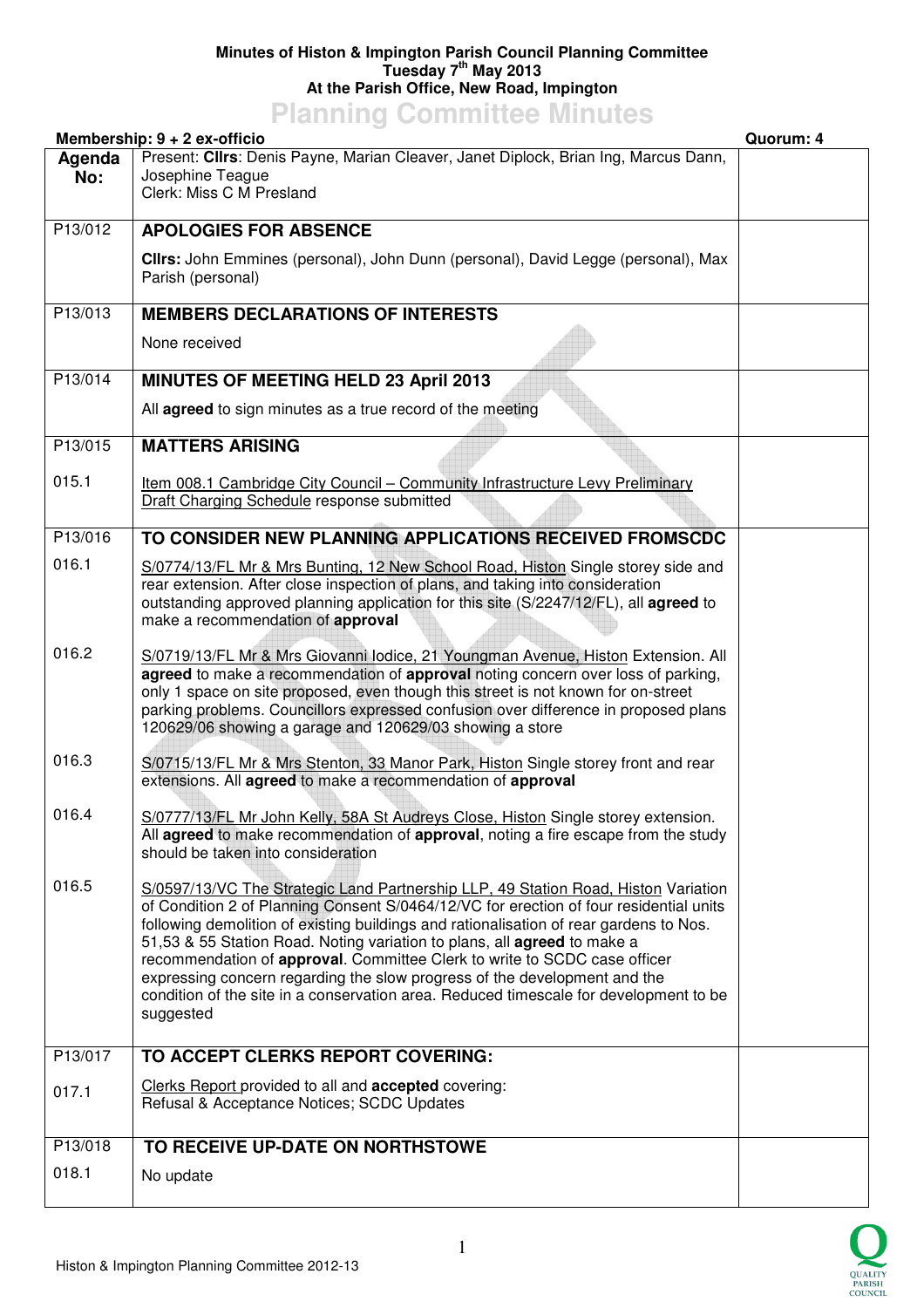**Minutes of Histon & Impington Parish Council Planning Committee**
**Tuesday 7th May 2013**
**At the Parish Office, New Road, Impington**

# Planning Committee Minutes

**Membership: 9 + 2 ex-officio** | **Quorum: 4**

| Agenda No: | Present: **Cllrs**: Denis Payne, Marian Cleaver, Janet Diplock, Brian Ing, Marcus Dann, Josephine Teague<br>Clerk: Miss C M Presland | |
|---|---|---|
| P13/012 | **APOLOGIES FOR ABSENCE**<br><br>**Cllrs:** John Emmines (personal), John Dunn (personal), David Legge (personal), Max Parish (personal) | |
| P13/013 | **MEMBERS DECLARATIONS OF INTERESTS**<br><br>None received | |
| P13/014 | **MINUTES OF MEETING HELD 23 April 2013**<br><br>All **agreed** to sign minutes as a true record of the meeting | |
| P13/015<br><br>015.1 | **MATTERS ARISING**<br><br>Item 008.1 Cambridge City Council – Community Infrastructure Levy Preliminary Draft Charging Schedule response submitted | |
| P13/016<br>016.1 | **TO CONSIDER NEW PLANNING APPLICATIONS RECEIVED FROMSCDC**<br>S/0774/13/FL Mr & Mrs Bunting, 12 New School Road, Histon Single storey side and rear extension. After close inspection of plans, and taking into consideration outstanding approved planning application for this site (S/2247/12/FL), all **agreed** to make a recommendation of **approval** | |
| 016.2 | S/0719/13/FL Mr & Mrs Giovanni Iodice, 21 Youngman Avenue, Histon Extension. All **agreed** to make a recommendation of **approval** noting concern over loss of parking, only 1 space on site proposed, even though this street is not known for on-street parking problems. Councillors expressed confusion over difference in proposed plans 120629/06 showing a garage and 120629/03 showing a store | |
| 016.3 | S/0715/13/FL Mr & Mrs Stenton, 33 Manor Park, Histon Single storey front and rear extensions. All **agreed** to make a recommendation of **approval** | |
| 016.4 | S/0777/13/FL Mr John Kelly, 58A St Audreys Close, Histon Single storey extension. All **agreed** to make recommendation of **approval**, noting a fire escape from the study should be taken into consideration | |
| 016.5 | S/0597/13/VC The Strategic Land Partnership LLP, 49 Station Road, Histon Variation of Condition 2 of Planning Consent S/0464/12/VC for erection of four residential units following demolition of existing buildings and rationalisation of rear gardens to Nos. 51,53 & 55 Station Road. Noting variation to plans, all **agreed** to make a recommendation of **approval**. Committee Clerk to write to SCDC case officer expressing concern regarding the slow progress of the development and the condition of the site in a conservation area. Reduced timescale for development to be suggested | |
| P13/017<br><br>017.1 | **TO ACCEPT CLERKS REPORT COVERING:**<br><br>Clerks Report provided to all and **accepted** covering:<br>Refusal & Acceptance Notices; SCDC Updates | |
| P13/018<br>018.1 | **TO RECEIVE UP-DATE ON NORTHSTOWE**<br>No update | |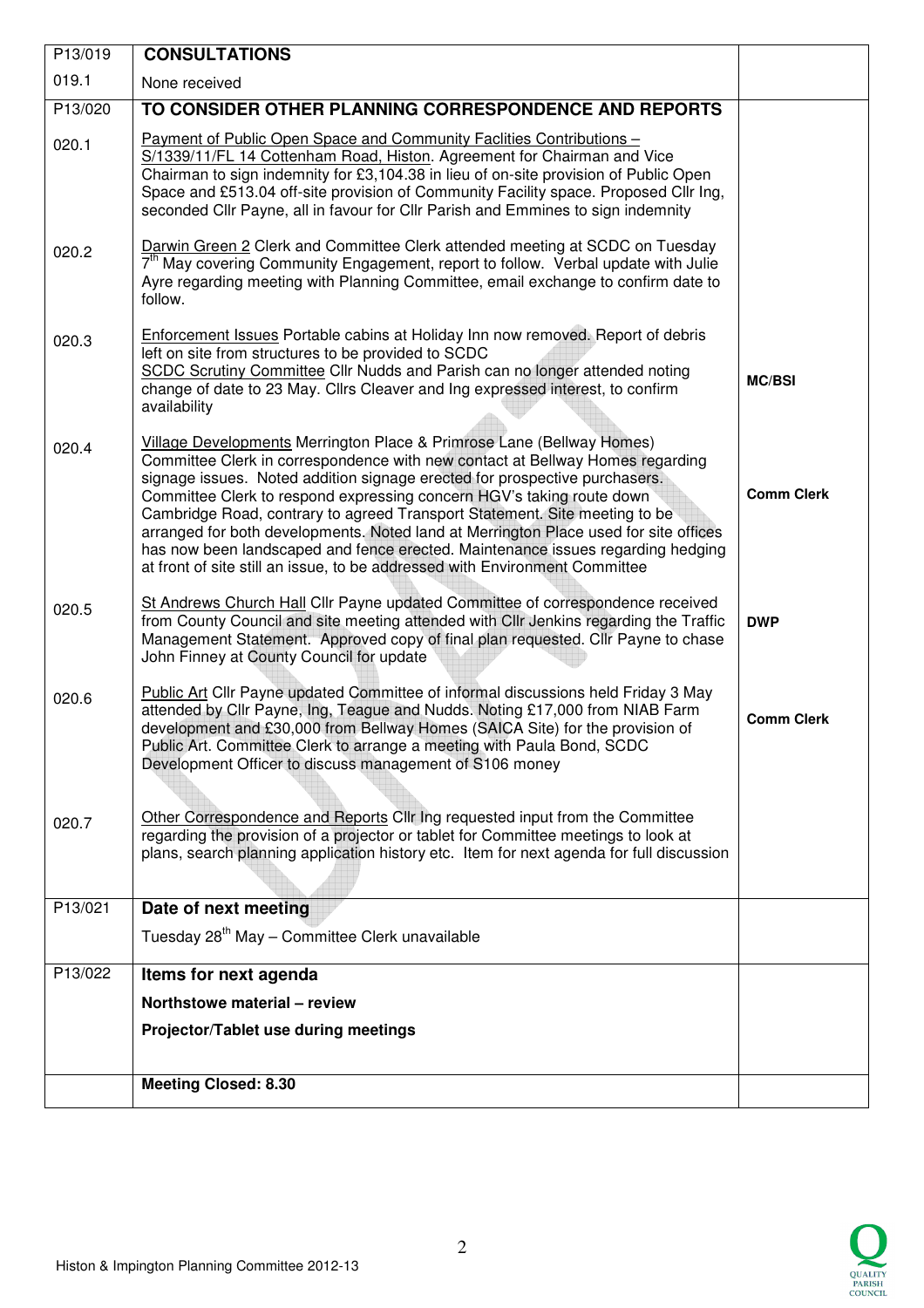| | | |
|---|---|---|
| P13/019 | **CONSULTATIONS** | |
| 019.1 | None received | |
| P13/020 | **TO CONSIDER OTHER PLANNING CORRESPONDENCE AND REPORTS** | |
| 020.1 | Payment of Public Open Space and Community Faclities Contributions – S/1339/11/FL 14 Cottenham Road, Histon. Agreement for Chairman and Vice Chairman to sign indemnity for £3,104.38 in lieu of on-site provision of Public Open Space and £513.04 off-site provision of Community Facility space. Proposed Cllr Ing, seconded Cllr Payne, all in favour for Cllr Parish and Emmines to sign indemnity | |
| 020.2 | Darwin Green 2 Clerk and Committee Clerk attended meeting at SCDC on Tuesday 7th May covering Community Engagement, report to follow. Verbal update with Julie Ayre regarding meeting with Planning Committee, email exchange to confirm date to follow. | |
| 020.3 | Enforcement Issues Portable cabins at Holiday Inn now removed. Report of debris left on site from structures to be provided to SCDC<br>SCDC Scrutiny Committee Cllr Nudds and Parish can no longer attended noting change of date to 23 May. Cllrs Cleaver and Ing expressed interest, to confirm availability | **MC/BSI** |
| 020.4 | Village Developments Merrington Place & Primrose Lane (Bellway Homes) Committee Clerk in correspondence with new contact at Bellway Homes regarding signage issues. Noted addition signage erected for prospective purchasers. Committee Clerk to respond expressing concern HGV's taking route down Cambridge Road, contrary to agreed Transport Statement. Site meeting to be arranged for both developments. Noted land at Merrington Place used for site offices has now been landscaped and fence erected. Maintenance issues regarding hedging at front of site still an issue, to be addressed with Environment Committee | **Comm Clerk** |
| 020.5 | St Andrews Church Hall Cllr Payne updated Committee of correspondence received from County Council and site meeting attended with Cllr Jenkins regarding the Traffic Management Statement. Approved copy of final plan requested. Cllr Payne to chase John Finney at County Council for update | **DWP** |
| 020.6 | Public Art Cllr Payne updated Committee of informal discussions held Friday 3 May attended by Cllr Payne, Ing, Teague and Nudds. Noting £17,000 from NIAB Farm development and £30,000 from Bellway Homes (SAICA Site) for the provision of Public Art. Committee Clerk to arrange a meeting with Paula Bond, SCDC Development Officer to discuss management of S106 money | **Comm Clerk** |
| 020.7 | Other Correspondence and Reports Cllr Ing requested input from the Committee regarding the provision of a projector or tablet for Committee meetings to look at plans, search planning application history etc. Item for next agenda for full discussion | |
| P13/021 | **Date of next meeting**<br>Tuesday 28th May – Committee Clerk unavailable | |
| P13/022 | **Items for next agenda**<br>**Northstowe material – review**<br>**Projector/Tablet use during meetings** | |
| | **Meeting Closed: 8.30** | |